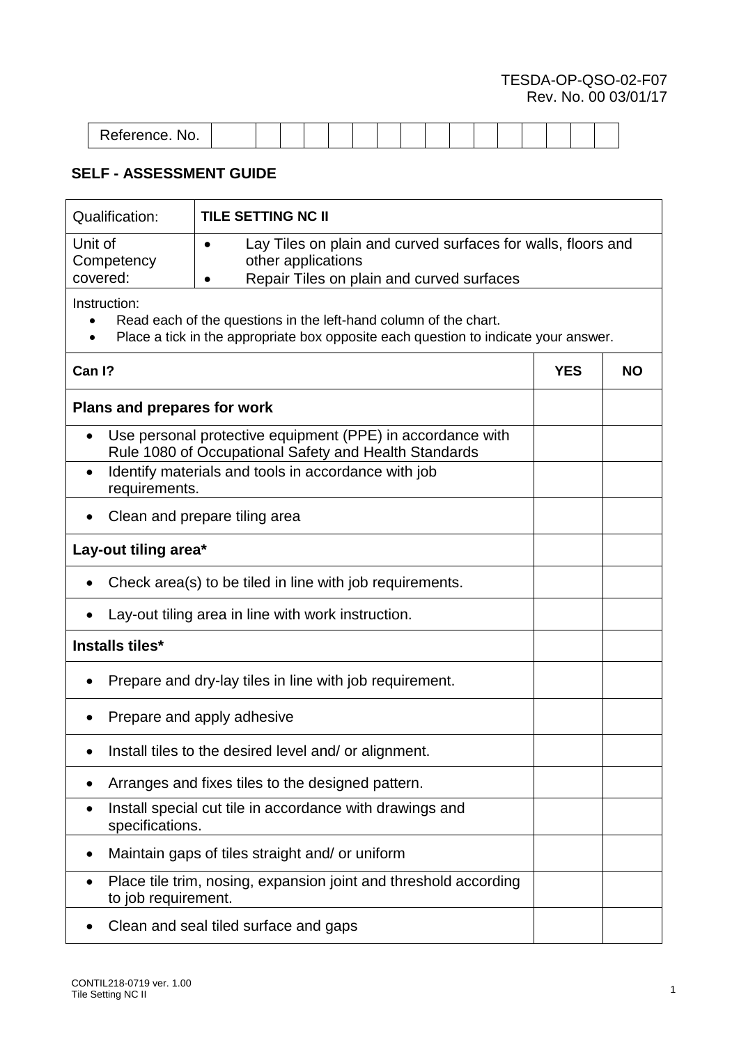TESDA-OP-QSO-02-F07
Rev. No. 00 03/01/17

| Reference. No. | | | | | | | | | | | | | | | | | |
|---|---|---|---|---|---|---|---|---|---|---|---|---|---|---|---|---|---|

## SELF - ASSESSMENT GUIDE

| Qualification: | **TILE SETTING NC II** |
|---|---|
| Unit of Competency covered: | • Lay Tiles on plain and curved surfaces for walls, floors and other applications<br>• Repair Tiles on plain and curved surfaces |

Instruction:

- Read each of the questions in the left-hand column of the chart.
- Place a tick in the appropriate box opposite each question to indicate your answer.

| **Can I?** | **YES** | **NO** |
|---|---|---|
| **Plans and prepares for work** | | |
| • Use personal protective equipment (PPE) in accordance with Rule 1080 of Occupational Safety and Health Standards | | |
| • Identify materials and tools in accordance with job requirements. | | |
| • Clean and prepare tiling area | | |
| **Lay-out tiling area*** | | |
| • Check area(s) to be tiled in line with job requirements. | | |
| • Lay-out tiling area in line with work instruction. | | |
| **Installs tiles*** | | |
| • Prepare and dry-lay tiles in line with job requirement. | | |
| • Prepare and apply adhesive | | |
| • Install tiles to the desired level and/ or alignment. | | |
| • Arranges and fixes tiles to the designed pattern. | | |
| • Install special cut tile in accordance with drawings and specifications. | | |
| • Maintain gaps of tiles straight and/ or uniform | | |
| • Place tile trim, nosing, expansion joint and threshold according to job requirement. | | |
| • Clean and seal tiled surface and gaps | | |

CONTIL218-0719 ver. 1.00
Tile Setting NC II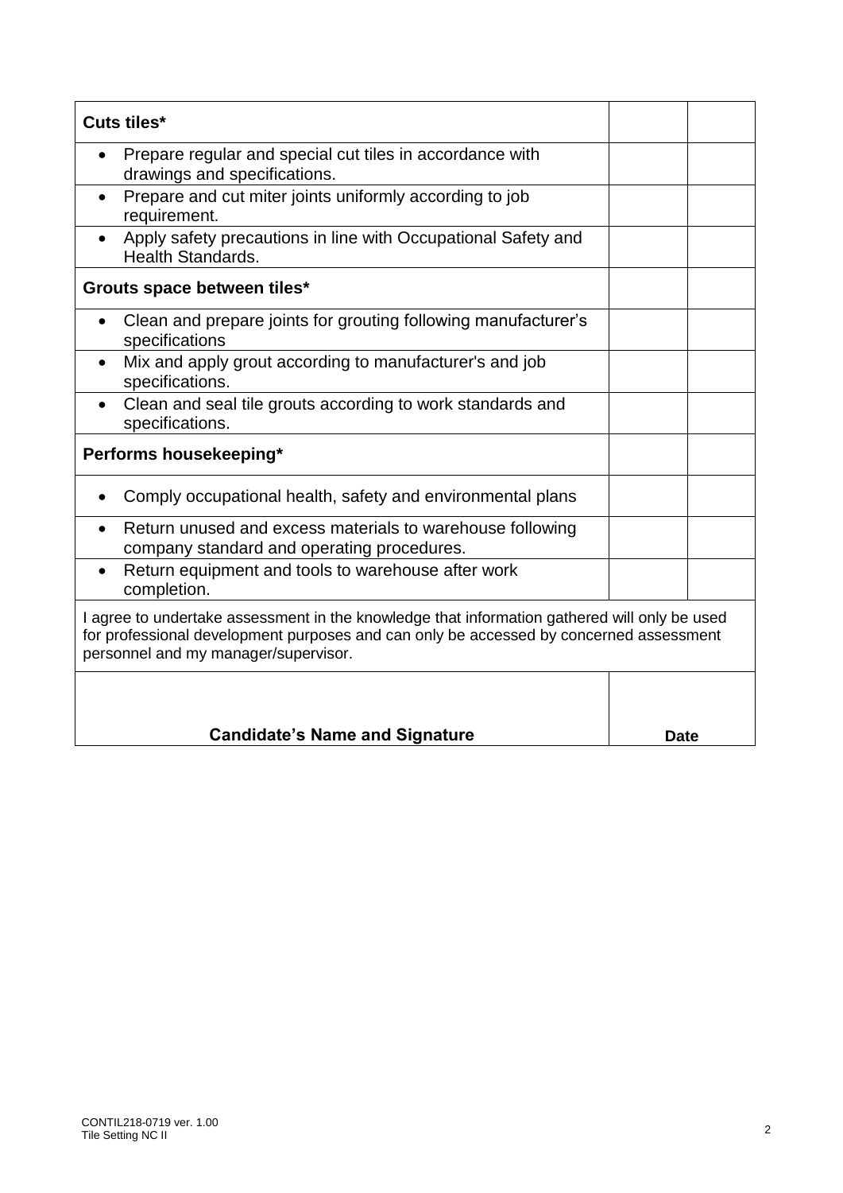| | | |
|---|---|---|
| **Cuts tiles*** | | |
| • Prepare regular and special cut tiles in accordance with drawings and specifications. | | |
| • Prepare and cut miter joints uniformly according to job requirement. | | |
| • Apply safety precautions in line with Occupational Safety and Health Standards. | | |
| **Grouts space between tiles*** | | |
| • Clean and prepare joints for grouting following manufacturer's specifications | | |
| • Mix and apply grout according to manufacturer's and job specifications. | | |
| • Clean and seal tile grouts according to work standards and specifications. | | |
| **Performs housekeeping*** | | |
| • Comply occupational health, safety and environmental plans | | |
| • Return unused and excess materials to warehouse following company standard and operating procedures. | | |
| • Return equipment and tools to warehouse after work completion. | | |

I agree to undertake assessment in the knowledge that information gathered will only be used for professional development purposes and can only be accessed by concerned assessment personnel and my manager/supervisor.

| | |
|---|---|
| **Candidate's Name and Signature** | **Date** |